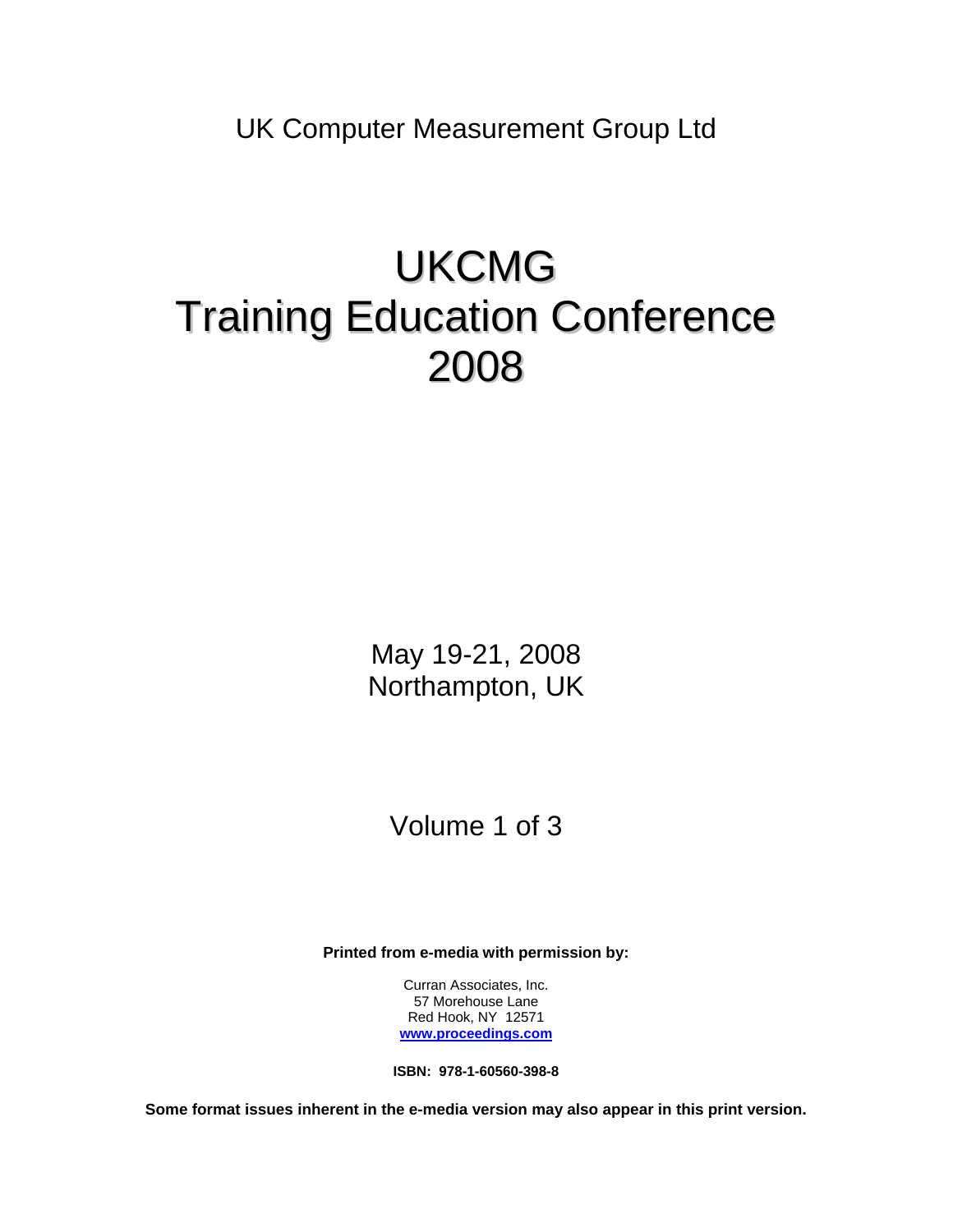UK Computer Measurement Group Ltd

# UKCMG Training Education Conference 2008

May 19-21, 2008
Northampton, UK

Volume 1 of 3

**Printed from e-media with permission by:**

Curran Associates, Inc.
57 Morehouse Lane
Red Hook, NY 12571
**www.proceedings.com**

**ISBN: 978-1-60560-398-8**

**Some format issues inherent in the e-media version may also appear in this print version.**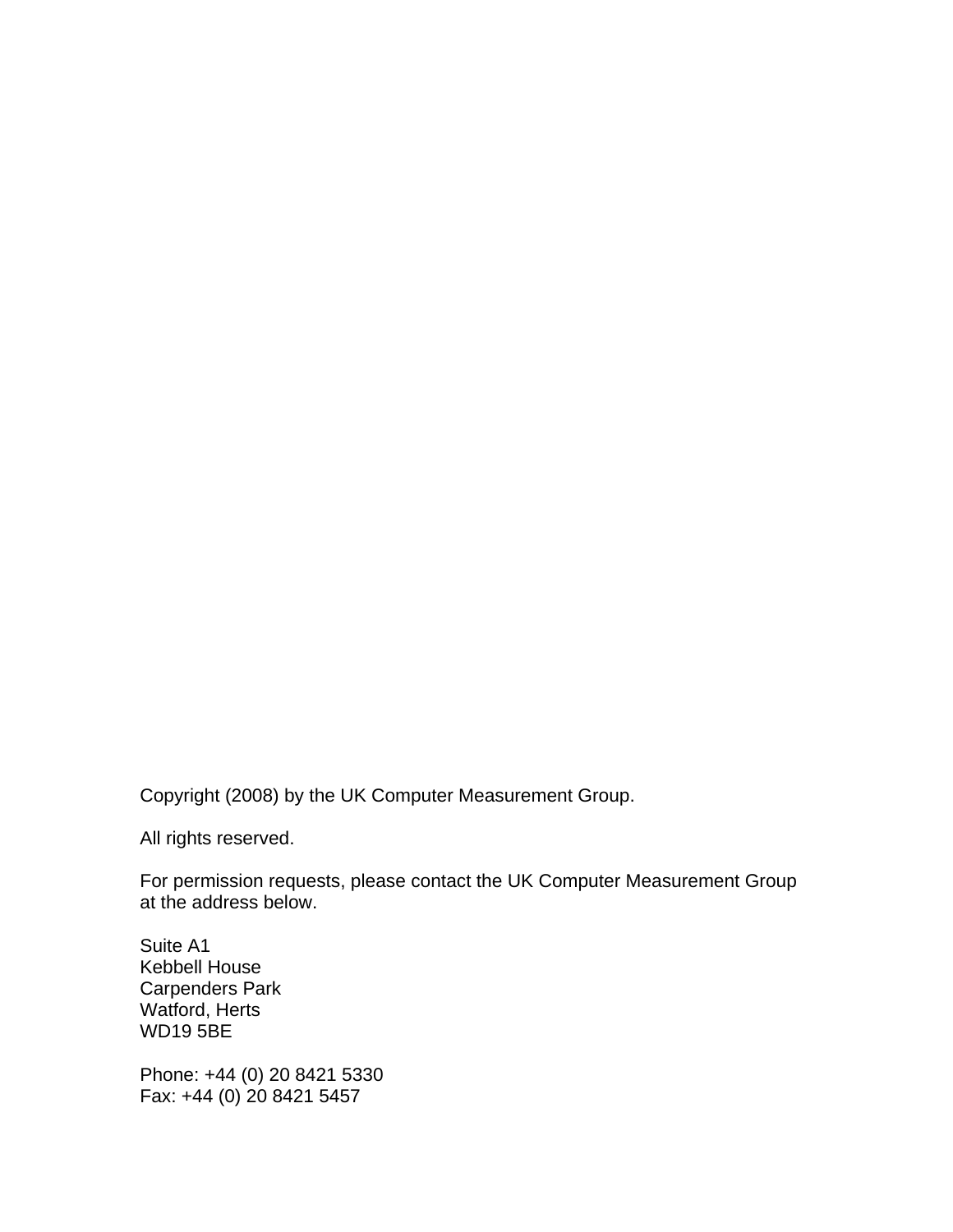Copyright (2008) by the UK Computer Measurement Group.

All rights reserved.

For permission requests, please contact the UK Computer Measurement Group at the address below.

Suite A1  
Kebbell House  
Carpenders Park  
Watford, Herts  
WD19 5BE

Phone: +44 (0) 20 8421 5330  
Fax: +44 (0) 20 8421 5457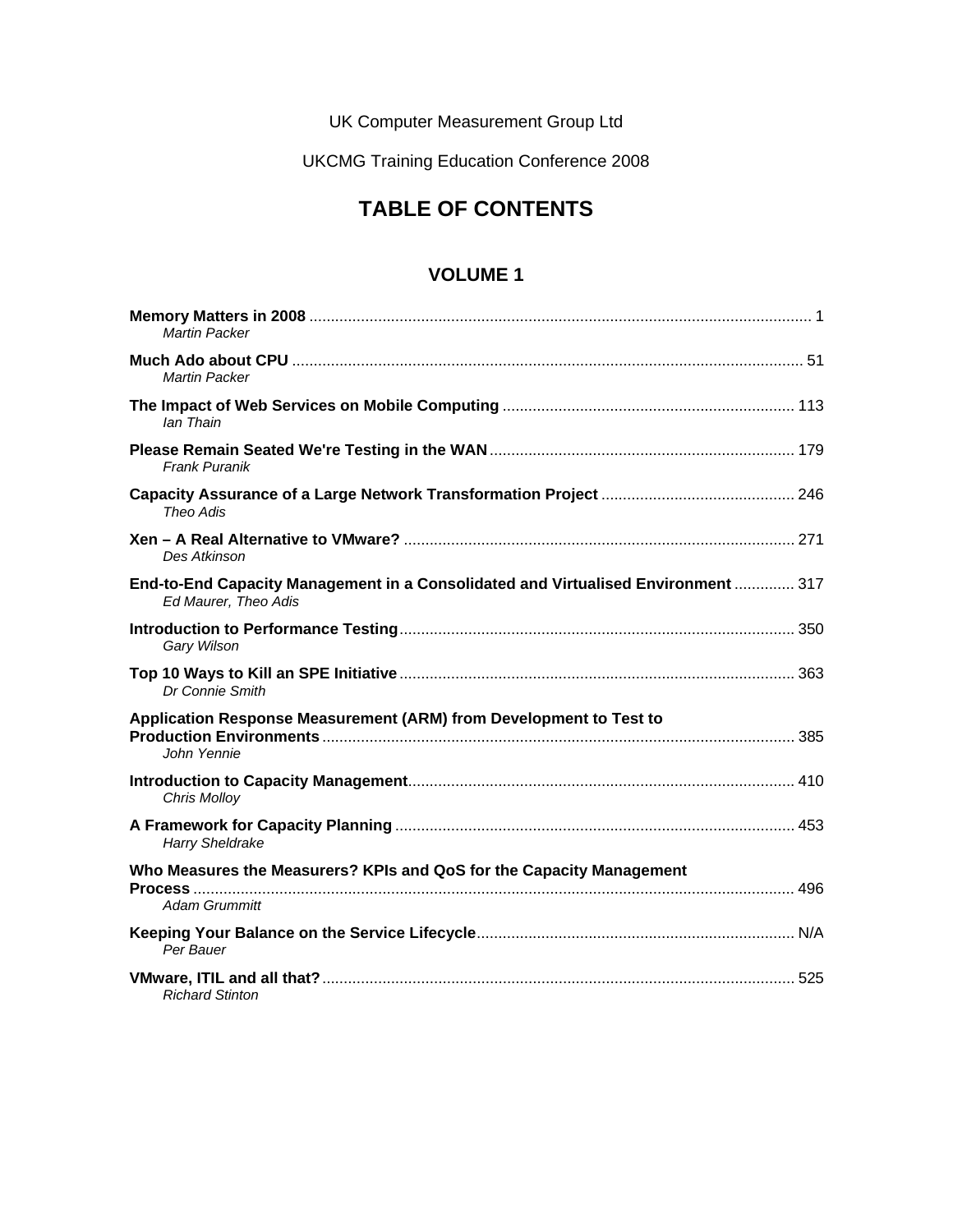UK Computer Measurement Group Ltd

UKCMG Training Education Conference 2008

# TABLE OF CONTENTS

## VOLUME 1

**Memory Matters in 2008** ........................................ 1
*Martin Packer*

**Much Ado about CPU** ........................................ 51
*Martin Packer*

**The Impact of Web Services on Mobile Computing** ........................................ 113
*Ian Thain*

**Please Remain Seated We're Testing in the WAN** ........................................ 179
*Frank Puranik*

**Capacity Assurance of a Large Network Transformation Project** ........................................ 246
*Theo Adis*

**Xen – A Real Alternative to VMware?** ........................................ 271
*Des Atkinson*

**End-to-End Capacity Management in a Consolidated and Virtualised Environment** ........................................ 317
*Ed Maurer, Theo Adis*

**Introduction to Performance Testing** ........................................ 350
*Gary Wilson*

**Top 10 Ways to Kill an SPE Initiative** ........................................ 363
*Dr Connie Smith*

**Application Response Measurement (ARM) from Development to Test to Production Environments** ........................................ 385
*John Yennie*

**Introduction to Capacity Management** ........................................ 410
*Chris Molloy*

**A Framework for Capacity Planning** ........................................ 453
*Harry Sheldrake*

**Who Measures the Measurers? KPIs and QoS for the Capacity Management Process** ........................................ 496
*Adam Grummitt*

**Keeping Your Balance on the Service Lifecycle** ........................................ N/A
*Per Bauer*

**VMware, ITIL and all that?** ........................................ 525
*Richard Stinton*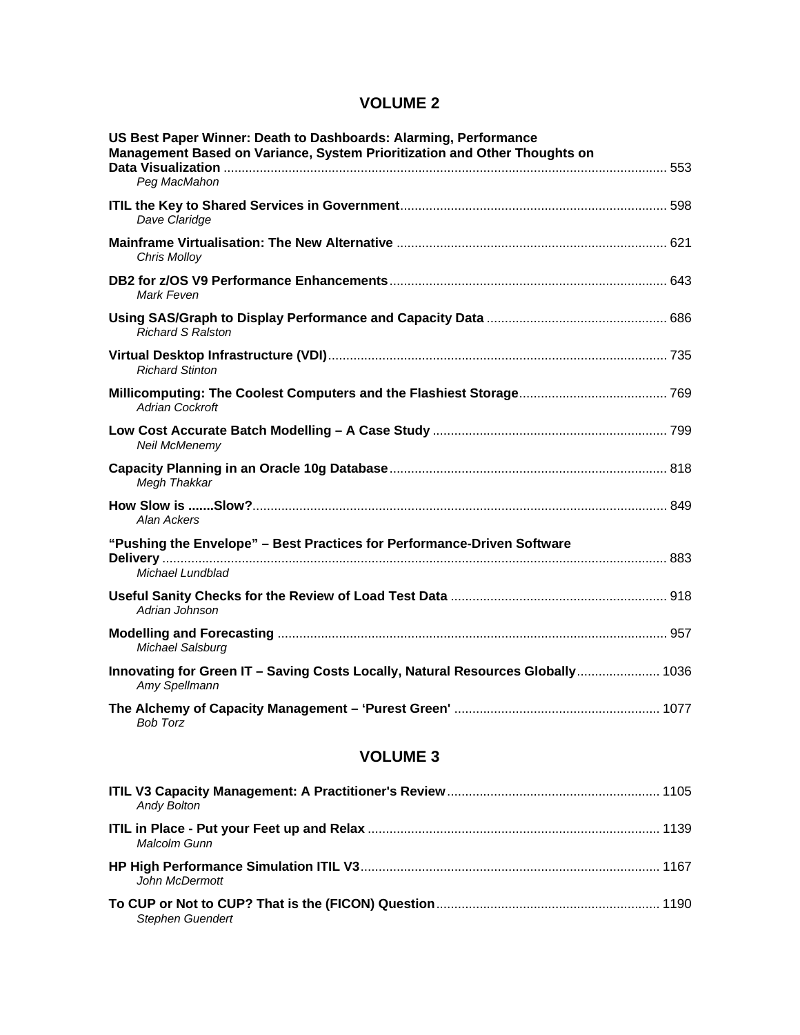## VOLUME 2

**US Best Paper Winner: Death to Dashboards: Alarming, Performance Management Based on Variance, System Prioritization and Other Thoughts on Data Visualization** ........ 553
*Peg MacMahon*

**ITIL the Key to Shared Services in Government** ........ 598
*Dave Claridge*

**Mainframe Virtualisation: The New Alternative** ........ 621
*Chris Molloy*

**DB2 for z/OS V9 Performance Enhancements** ........ 643
*Mark Feven*

**Using SAS/Graph to Display Performance and Capacity Data** ........ 686
*Richard S Ralston*

**Virtual Desktop Infrastructure (VDI)** ........ 735
*Richard Stinton*

**Millicomputing: The Coolest Computers and the Flashiest Storage** ........ 769
*Adrian Cockroft*

**Low Cost Accurate Batch Modelling – A Case Study** ........ 799
*Neil McMenemy*

**Capacity Planning in an Oracle 10g Database** ........ 818
*Megh Thakkar*

**How Slow is .......Slow?** ........ 849
*Alan Ackers*

**"Pushing the Envelope" – Best Practices for Performance-Driven Software Delivery** ........ 883
*Michael Lundblad*

**Useful Sanity Checks for the Review of Load Test Data** ........ 918
*Adrian Johnson*

**Modelling and Forecasting** ........ 957
*Michael Salsburg*

**Innovating for Green IT – Saving Costs Locally, Natural Resources Globally** ........ 1036
*Amy Spellmann*

**The Alchemy of Capacity Management – 'Purest Green'** ........ 1077
*Bob Torz*

## VOLUME 3

**ITIL V3 Capacity Management: A Practitioner's Review** ........ 1105
*Andy Bolton*

**ITIL in Place - Put your Feet up and Relax** ........ 1139
*Malcolm Gunn*

**HP High Performance Simulation ITIL V3** ........ 1167
*John McDermott*

**To CUP or Not to CUP? That is the (FICON) Question** ........ 1190
*Stephen Guendert*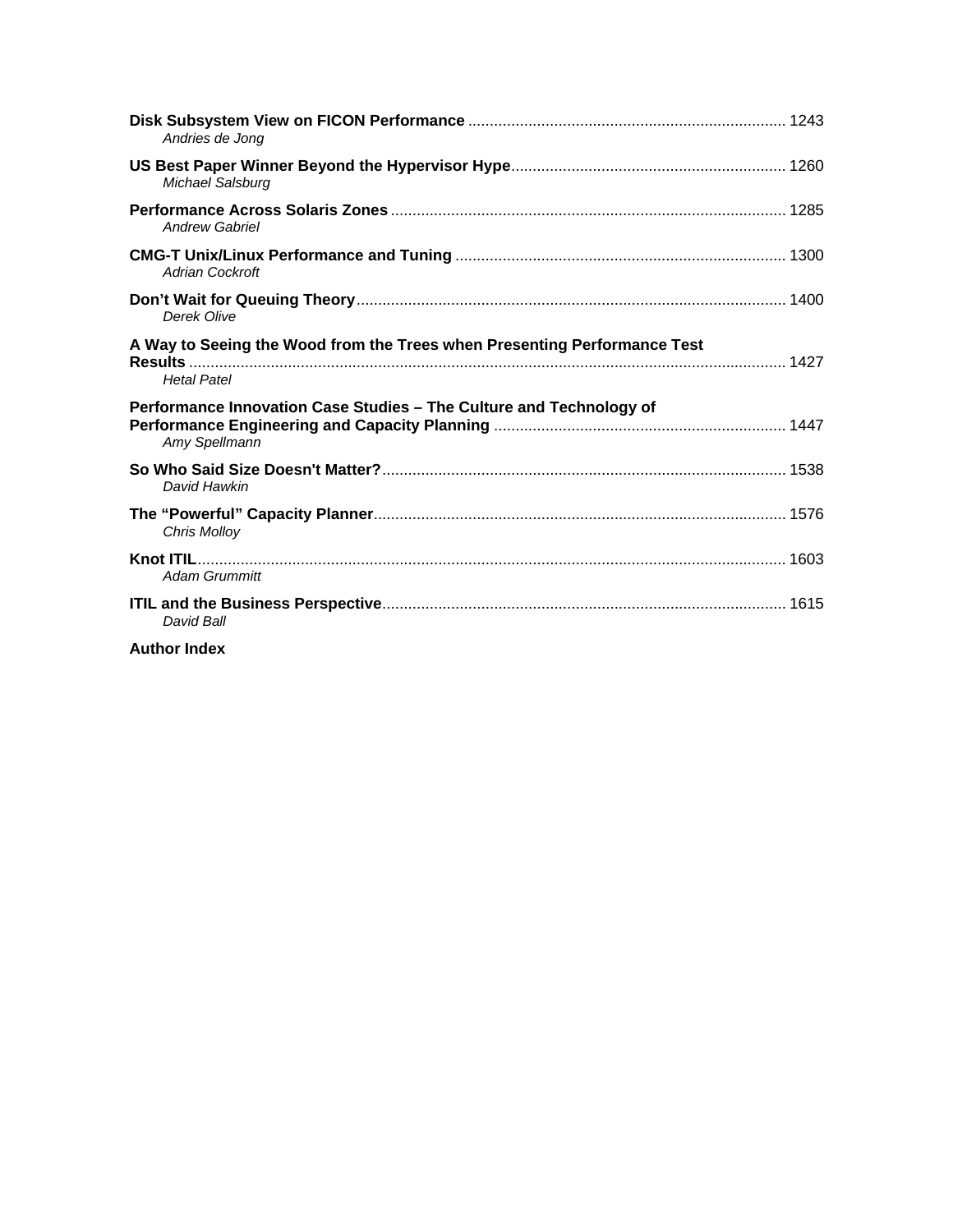**Disk Subsystem View on FICON Performance** ......................................................................... 1243
*Andries de Jong*

**US Best Paper Winner Beyond the Hypervisor Hype**............................................................... 1260
*Michael Salsburg*

**Performance Across Solaris Zones** .......................................................................................... 1285
*Andrew Gabriel*

**CMG-T Unix/Linux Performance and Tuning** ............................................................................ 1300
*Adrian Cockroft*

**Don't Wait for Queuing Theory**.................................................................................................. 1400
*Derek Olive*

**A Way to Seeing the Wood from the Trees when Presenting Performance Test Results** .......................................................................................................................................... 1427
*Hetal Patel*

**Performance Innovation Case Studies – The Culture and Technology of Performance Engineering and Capacity Planning** ................................................................... 1447
*Amy Spellmann*

**So Who Said Size Doesn't Matter?**............................................................................................. 1538
*David Hawkin*

**The "Powerful" Capacity Planner**............................................................................................... 1576
*Chris Molloy*

**Knot ITIL**........................................................................................................................................ 1603
*Adam Grummitt*

**ITIL and the Business Perspective**............................................................................................. 1615
*David Ball*

**Author Index**